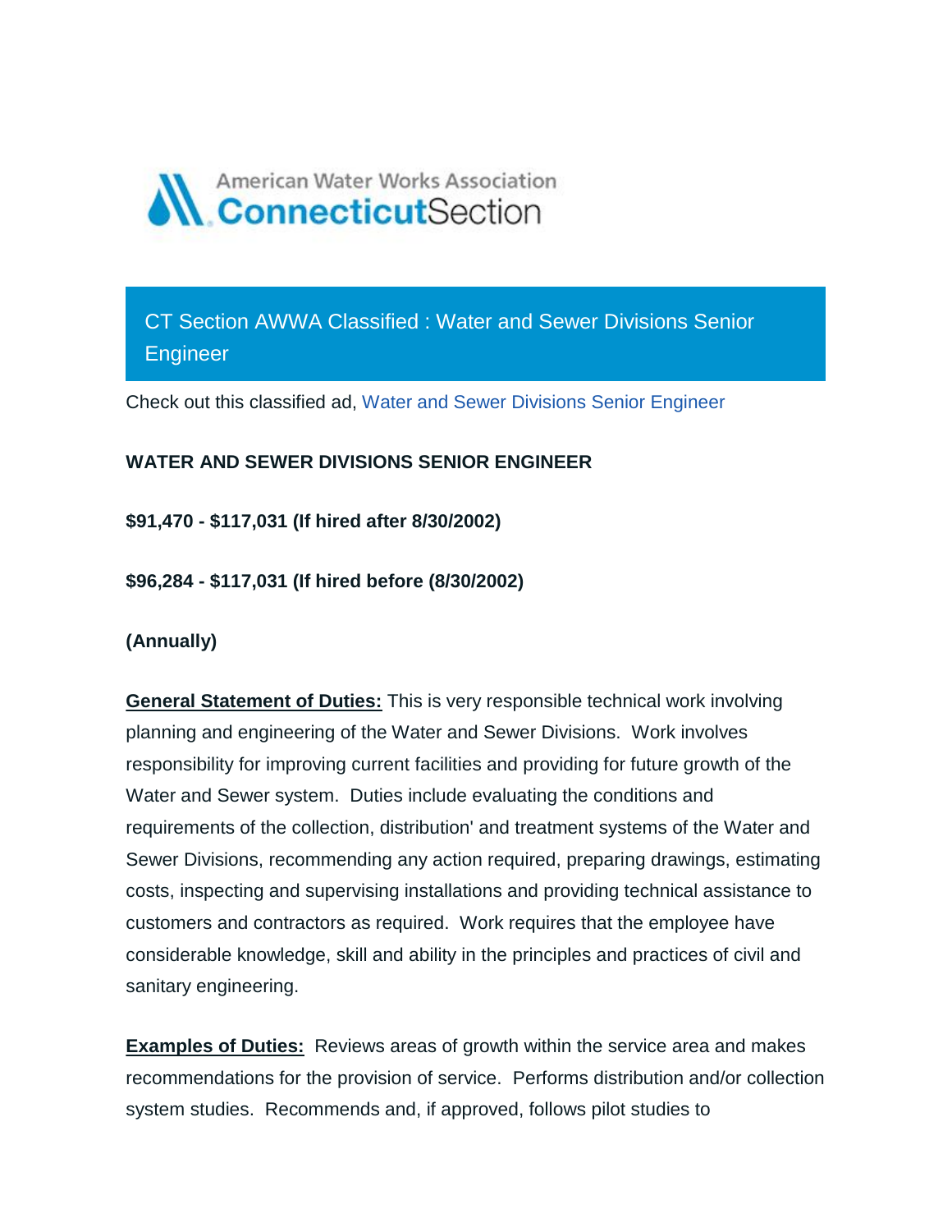American Water Works Association
ConnecticutSection

## CT Section AWWA Classified : Water and Sewer Divisions Senior Engineer

Check out this classified ad, Water and Sewer Divisions Senior Engineer

**WATER AND SEWER DIVISIONS SENIOR ENGINEER**

**$91,470 - $117,031 (If hired after 8/30/2002)**

**$96,284 - $117,031 (If hired before (8/30/2002)**

**(Annually)**

**General Statement of Duties:** This is very responsible technical work involving planning and engineering of the Water and Sewer Divisions. Work involves responsibility for improving current facilities and providing for future growth of the Water and Sewer system. Duties include evaluating the conditions and requirements of the collection, distribution' and treatment systems of the Water and Sewer Divisions, recommending any action required, preparing drawings, estimating costs, inspecting and supervising installations and providing technical assistance to customers and contractors as required. Work requires that the employee have considerable knowledge, skill and ability in the principles and practices of civil and sanitary engineering.

**Examples of Duties:** Reviews areas of growth within the service area and makes recommendations for the provision of service. Performs distribution and/or collection system studies. Recommends and, if approved, follows pilot studies to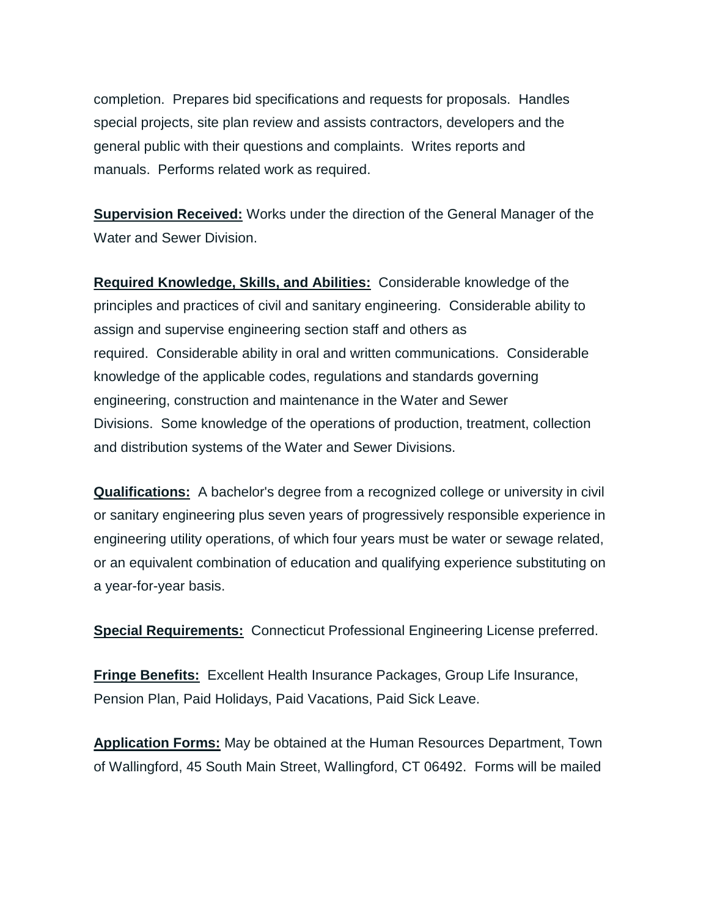completion. Prepares bid specifications and requests for proposals. Handles special projects, site plan review and assists contractors, developers and the general public with their questions and complaints. Writes reports and manuals. Performs related work as required.

**Supervision Received:** Works under the direction of the General Manager of the Water and Sewer Division.

**Required Knowledge, Skills, and Abilities:** Considerable knowledge of the principles and practices of civil and sanitary engineering. Considerable ability to assign and supervise engineering section staff and others as required. Considerable ability in oral and written communications. Considerable knowledge of the applicable codes, regulations and standards governing engineering, construction and maintenance in the Water and Sewer Divisions. Some knowledge of the operations of production, treatment, collection and distribution systems of the Water and Sewer Divisions.

**Qualifications:** A bachelor's degree from a recognized college or university in civil or sanitary engineering plus seven years of progressively responsible experience in engineering utility operations, of which four years must be water or sewage related, or an equivalent combination of education and qualifying experience substituting on a year-for-year basis.

**Special Requirements:** Connecticut Professional Engineering License preferred.

**Fringe Benefits:** Excellent Health Insurance Packages, Group Life Insurance, Pension Plan, Paid Holidays, Paid Vacations, Paid Sick Leave.

**Application Forms:** May be obtained at the Human Resources Department, Town of Wallingford, 45 South Main Street, Wallingford, CT 06492. Forms will be mailed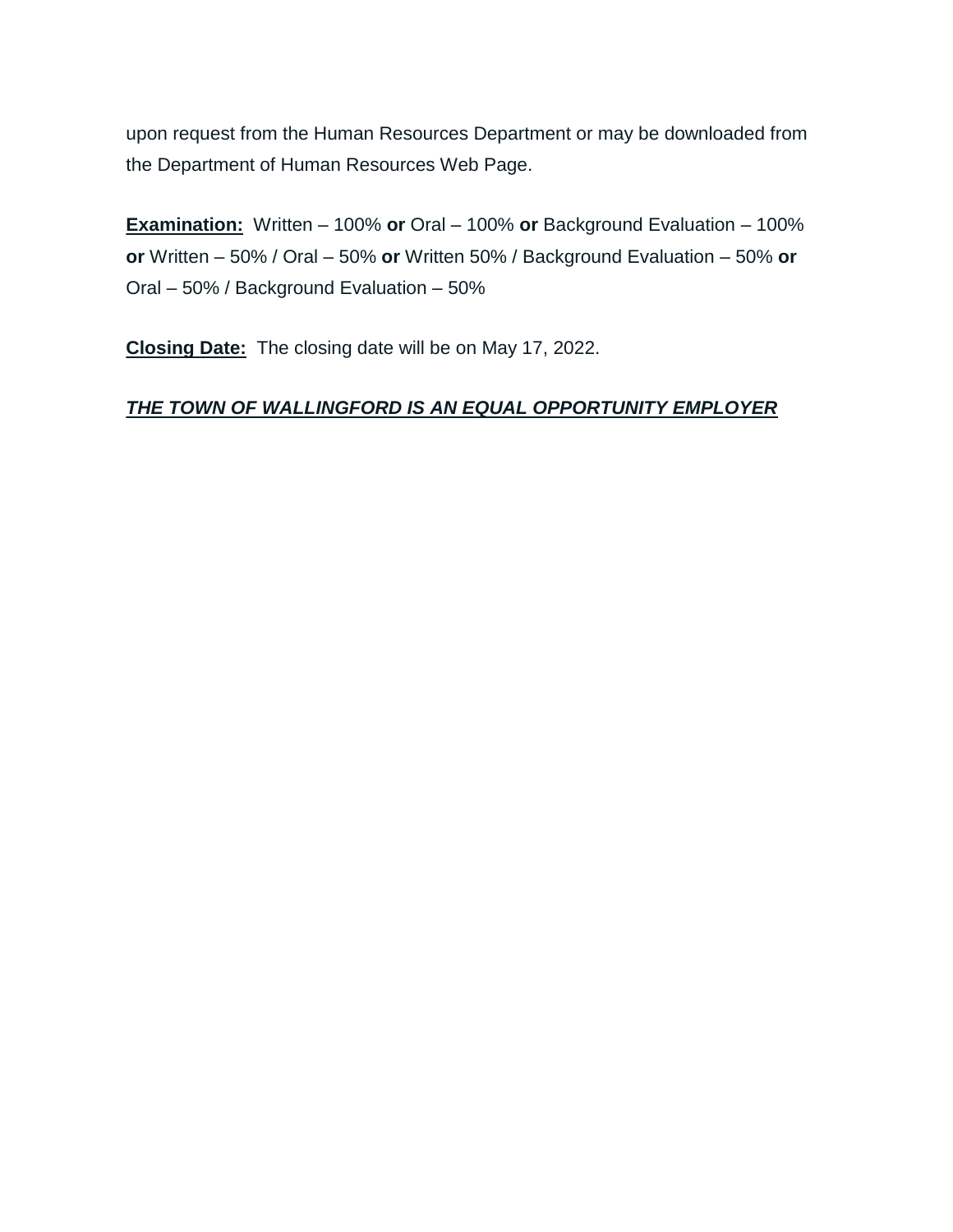upon request from the Human Resources Department or may be downloaded from the Department of Human Resources Web Page.

**Examination:** Written – 100% **or** Oral – 100% **or** Background Evaluation – 100% **or** Written – 50% / Oral – 50% **or** Written 50% / Background Evaluation – 50% **or** Oral – 50% / Background Evaluation – 50%

**Closing Date:** The closing date will be on May 17, 2022.

***THE TOWN OF WALLINGFORD IS AN EQUAL OPPORTUNITY EMPLOYER***